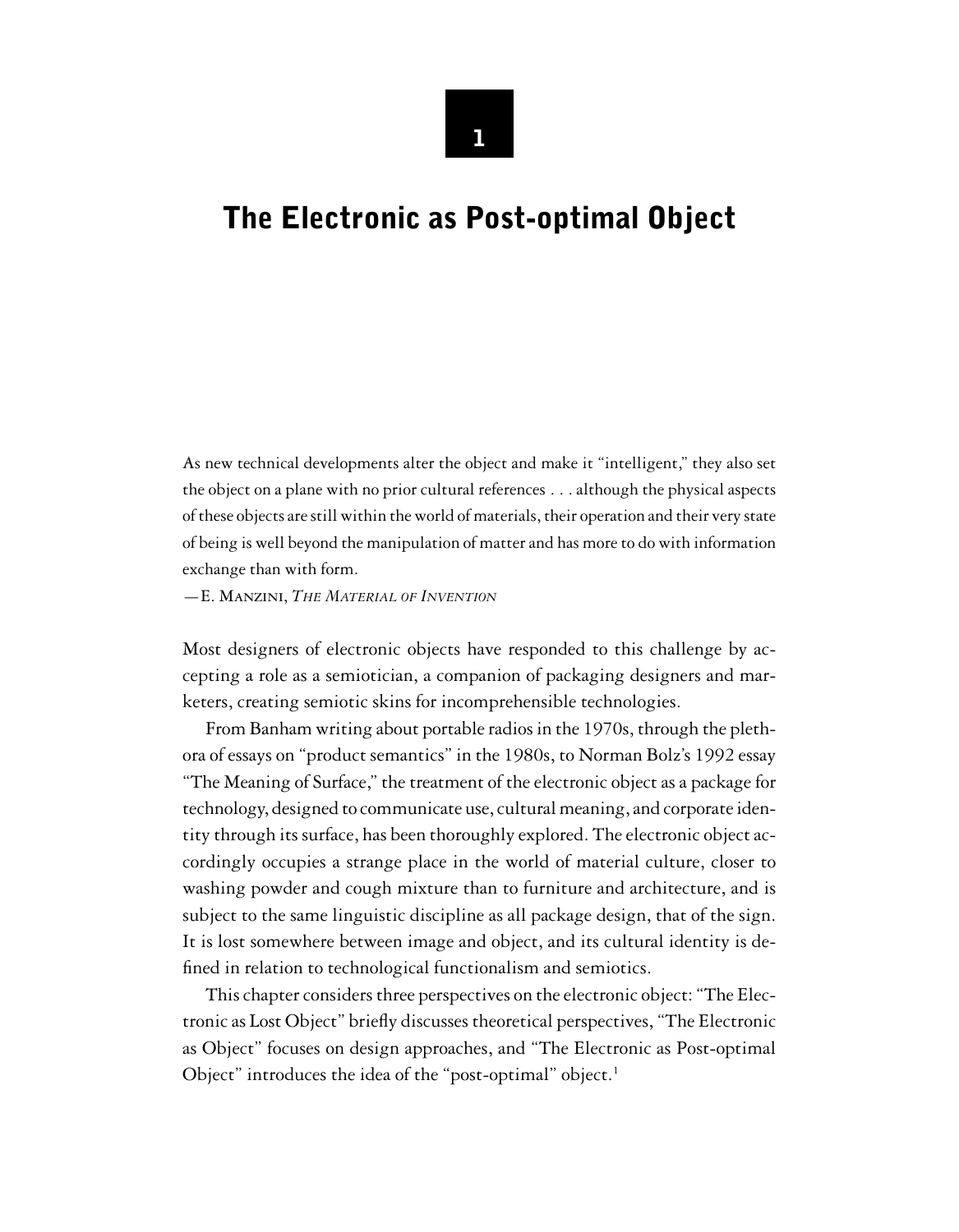# 1

# The Electronic as Post-optimal Object

As new technical developments alter the object and make it "intelligent," they also set the object on a plane with no prior cultural references . . . although the physical aspects of these objects are still within the world of materials, their operation and their very state of being is well beyond the manipulation of matter and has more to do with information exchange than with form.

—E. Manzini, *The Material of Invention*

Most designers of electronic objects have responded to this challenge by accepting a role as a semiotician, a companion of packaging designers and marketers, creating semiotic skins for incomprehensible technologies.

From Banham writing about portable radios in the 1970s, through the plethora of essays on "product semantics" in the 1980s, to Norman Bolz's 1992 essay "The Meaning of Surface," the treatment of the electronic object as a package for technology, designed to communicate use, cultural meaning, and corporate identity through its surface, has been thoroughly explored. The electronic object accordingly occupies a strange place in the world of material culture, closer to washing powder and cough mixture than to furniture and architecture, and is subject to the same linguistic discipline as all package design, that of the sign. It is lost somewhere between image and object, and its cultural identity is defined in relation to technological functionalism and semiotics.

This chapter considers three perspectives on the electronic object: "The Electronic as Lost Object" briefly discusses theoretical perspectives, "The Electronic as Object" focuses on design approaches, and "The Electronic as Post-optimal Object" introduces the idea of the "post-optimal" object.[1]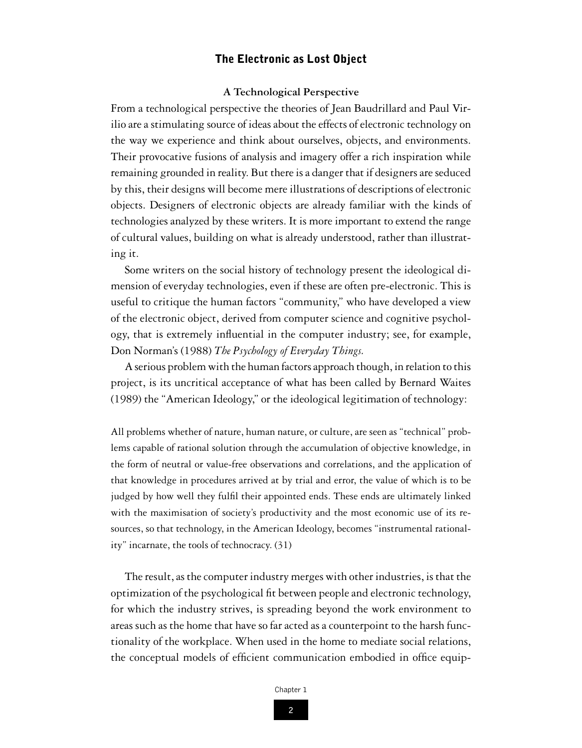## The Electronic as Lost Object

### A Technological Perspective

From a technological perspective the theories of Jean Baudrillard and Paul Virilio are a stimulating source of ideas about the effects of electronic technology on the way we experience and think about ourselves, objects, and environments. Their provocative fusions of analysis and imagery offer a rich inspiration while remaining grounded in reality. But there is a danger that if designers are seduced by this, their designs will become mere illustrations of descriptions of electronic objects. Designers of electronic objects are already familiar with the kinds of technologies analyzed by these writers. It is more important to extend the range of cultural values, building on what is already understood, rather than illustrating it.

Some writers on the social history of technology present the ideological dimension of everyday technologies, even if these are often pre-electronic. This is useful to critique the human factors "community," who have developed a view of the electronic object, derived from computer science and cognitive psychology, that is extremely influential in the computer industry; see, for example, Don Norman's (1988) *The Psychology of Everyday Things.*

A serious problem with the human factors approach though, in relation to this project, is its uncritical acceptance of what has been called by Bernard Waites (1989) the "American Ideology," or the ideological legitimation of technology:

> All problems whether of nature, human nature, or culture, are seen as "technical" problems capable of rational solution through the accumulation of objective knowledge, in the form of neutral or value-free observations and correlations, and the application of that knowledge in procedures arrived at by trial and error, the value of which is to be judged by how well they fulfil their appointed ends. These ends are ultimately linked with the maximisation of society's productivity and the most economic use of its resources, so that technology, in the American Ideology, becomes "instrumental rationality" incarnate, the tools of technocracy. (31)

The result, as the computer industry merges with other industries, is that the optimization of the psychological fit between people and electronic technology, for which the industry strives, is spreading beyond the work environment to areas such as the home that have so far acted as a counterpoint to the harsh functionality of the workplace. When used in the home to mediate social relations, the conceptual models of efficient communication embodied in office equip-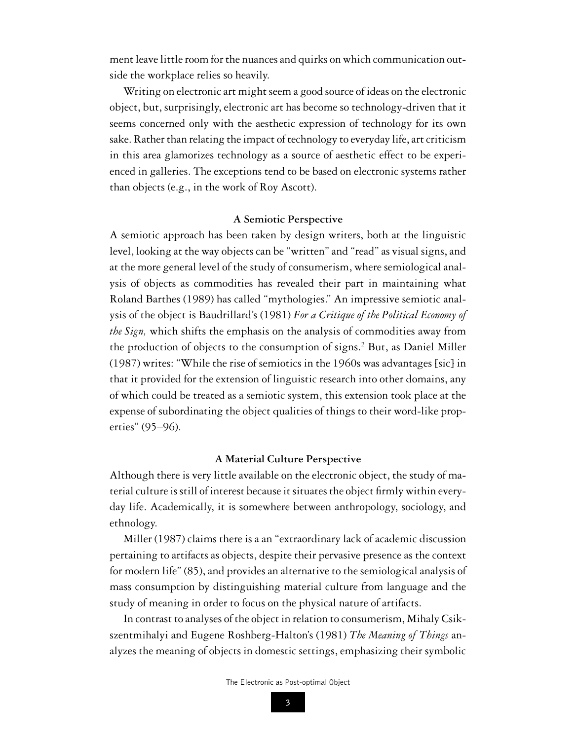ment leave little room for the nuances and quirks on which communication outside the workplace relies so heavily.

Writing on electronic art might seem a good source of ideas on the electronic object, but, surprisingly, electronic art has become so technology-driven that it seems concerned only with the aesthetic expression of technology for its own sake. Rather than relating the impact of technology to everyday life, art criticism in this area glamorizes technology as a source of aesthetic effect to be experienced in galleries. The exceptions tend to be based on electronic systems rather than objects (e.g., in the work of Roy Ascott).

### A Semiotic Perspective

A semiotic approach has been taken by design writers, both at the linguistic level, looking at the way objects can be "written" and "read" as visual signs, and at the more general level of the study of consumerism, where semiological analysis of objects as commodities has revealed their part in maintaining what Roland Barthes (1989) has called "mythologies." An impressive semiotic analysis of the object is Baudrillard's (1981) *For a Critique of the Political Economy of the Sign,* which shifts the emphasis on the analysis of commodities away from the production of objects to the consumption of signs.[2] But, as Daniel Miller (1987) writes: "While the rise of semiotics in the 1960s was advantages [sic] in that it provided for the extension of linguistic research into other domains, any of which could be treated as a semiotic system, this extension took place at the expense of subordinating the object qualities of things to their word-like properties" (95–96).

### A Material Culture Perspective

Although there is very little available on the electronic object, the study of material culture is still of interest because it situates the object firmly within everyday life. Academically, it is somewhere between anthropology, sociology, and ethnology.

Miller (1987) claims there is a an "extraordinary lack of academic discussion pertaining to artifacts as objects, despite their pervasive presence as the context for modern life" (85), and provides an alternative to the semiological analysis of mass consumption by distinguishing material culture from language and the study of meaning in order to focus on the physical nature of artifacts.

In contrast to analyses of the object in relation to consumerism, Mihaly Csikszentmihalyi and Eugene Roshberg-Halton's (1981) *The Meaning of Things* analyzes the meaning of objects in domestic settings, emphasizing their symbolic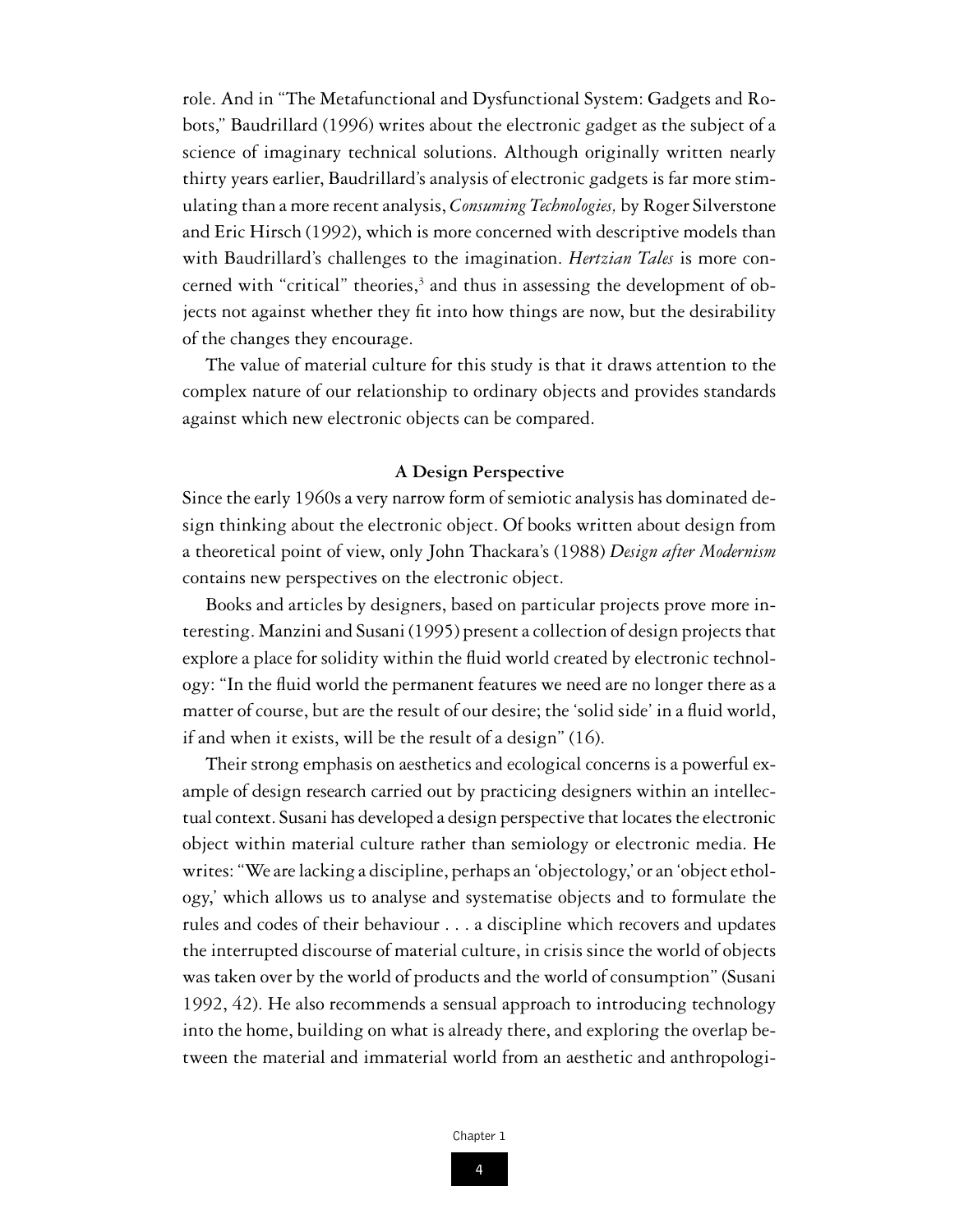role. And in "The Metafunctional and Dysfunctional System: Gadgets and Robots," Baudrillard (1996) writes about the electronic gadget as the subject of a science of imaginary technical solutions. Although originally written nearly thirty years earlier, Baudrillard's analysis of electronic gadgets is far more stimulating than a more recent analysis, *Consuming Technologies,* by Roger Silverstone and Eric Hirsch (1992), which is more concerned with descriptive models than with Baudrillard's challenges to the imagination. *Hertzian Tales* is more concerned with "critical" theories,[3] and thus in assessing the development of objects not against whether they fit into how things are now, but the desirability of the changes they encourage.

The value of material culture for this study is that it draws attention to the complex nature of our relationship to ordinary objects and provides standards against which new electronic objects can be compared.

### A Design Perspective

Since the early 1960s a very narrow form of semiotic analysis has dominated design thinking about the electronic object. Of books written about design from a theoretical point of view, only John Thackara's (1988) *Design after Modernism* contains new perspectives on the electronic object.

Books and articles by designers, based on particular projects prove more interesting. Manzini and Susani (1995) present a collection of design projects that explore a place for solidity within the fluid world created by electronic technology: "In the fluid world the permanent features we need are no longer there as a matter of course, but are the result of our desire; the 'solid side' in a fluid world, if and when it exists, will be the result of a design" (16).

Their strong emphasis on aesthetics and ecological concerns is a powerful example of design research carried out by practicing designers within an intellectual context. Susani has developed a design perspective that locates the electronic object within material culture rather than semiology or electronic media. He writes: "We are lacking a discipline, perhaps an 'objectology,' or an 'object ethology,' which allows us to analyse and systematise objects and to formulate the rules and codes of their behaviour . . . a discipline which recovers and updates the interrupted discourse of material culture, in crisis since the world of objects was taken over by the world of products and the world of consumption" (Susani 1992, 42). He also recommends a sensual approach to introducing technology into the home, building on what is already there, and exploring the overlap between the material and immaterial world from an aesthetic and anthropologi-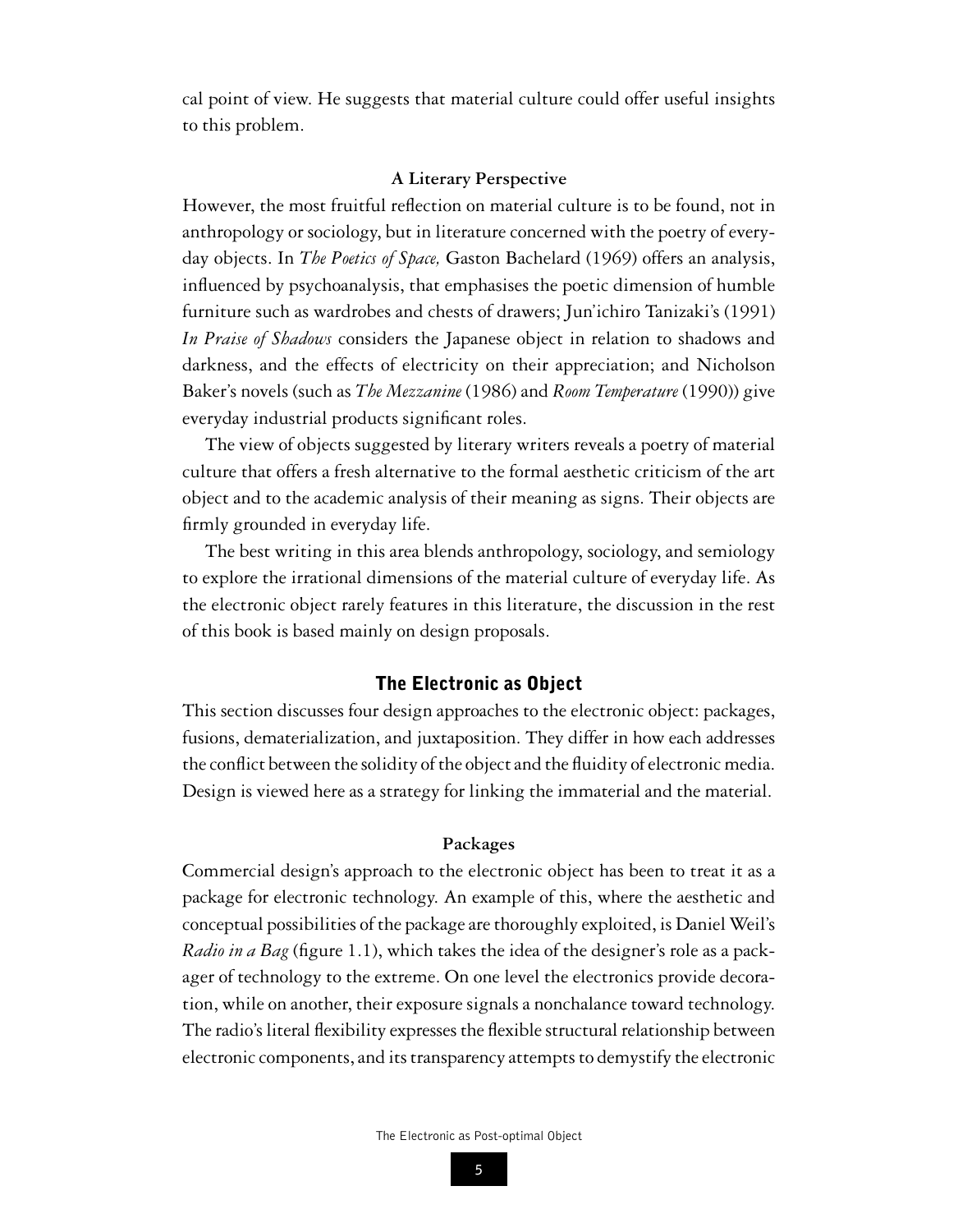cal point of view. He suggests that material culture could offer useful insights to this problem.

### A Literary Perspective

However, the most fruitful reflection on material culture is to be found, not in anthropology or sociology, but in literature concerned with the poetry of everyday objects. In *The Poetics of Space,* Gaston Bachelard (1969) offers an analysis, influenced by psychoanalysis, that emphasises the poetic dimension of humble furniture such as wardrobes and chests of drawers; Jun'ichiro Tanizaki's (1991) *In Praise of Shadows* considers the Japanese object in relation to shadows and darkness, and the effects of electricity on their appreciation; and Nicholson Baker's novels (such as *The Mezzanine* (1986) and *Room Temperature* (1990)) give everyday industrial products significant roles.

The view of objects suggested by literary writers reveals a poetry of material culture that offers a fresh alternative to the formal aesthetic criticism of the art object and to the academic analysis of their meaning as signs. Their objects are firmly grounded in everyday life.

The best writing in this area blends anthropology, sociology, and semiology to explore the irrational dimensions of the material culture of everyday life. As the electronic object rarely features in this literature, the discussion in the rest of this book is based mainly on design proposals.

## The Electronic as Object

This section discusses four design approaches to the electronic object: packages, fusions, dematerialization, and juxtaposition. They differ in how each addresses the conflict between the solidity of the object and the fluidity of electronic media. Design is viewed here as a strategy for linking the immaterial and the material.

### Packages

Commercial design's approach to the electronic object has been to treat it as a package for electronic technology. An example of this, where the aesthetic and conceptual possibilities of the package are thoroughly exploited, is Daniel Weil's *Radio in a Bag* (figure 1.1), which takes the idea of the designer's role as a packager of technology to the extreme. On one level the electronics provide decoration, while on another, their exposure signals a nonchalance toward technology. The radio's literal flexibility expresses the flexible structural relationship between electronic components, and its transparency attempts to demystify the electronic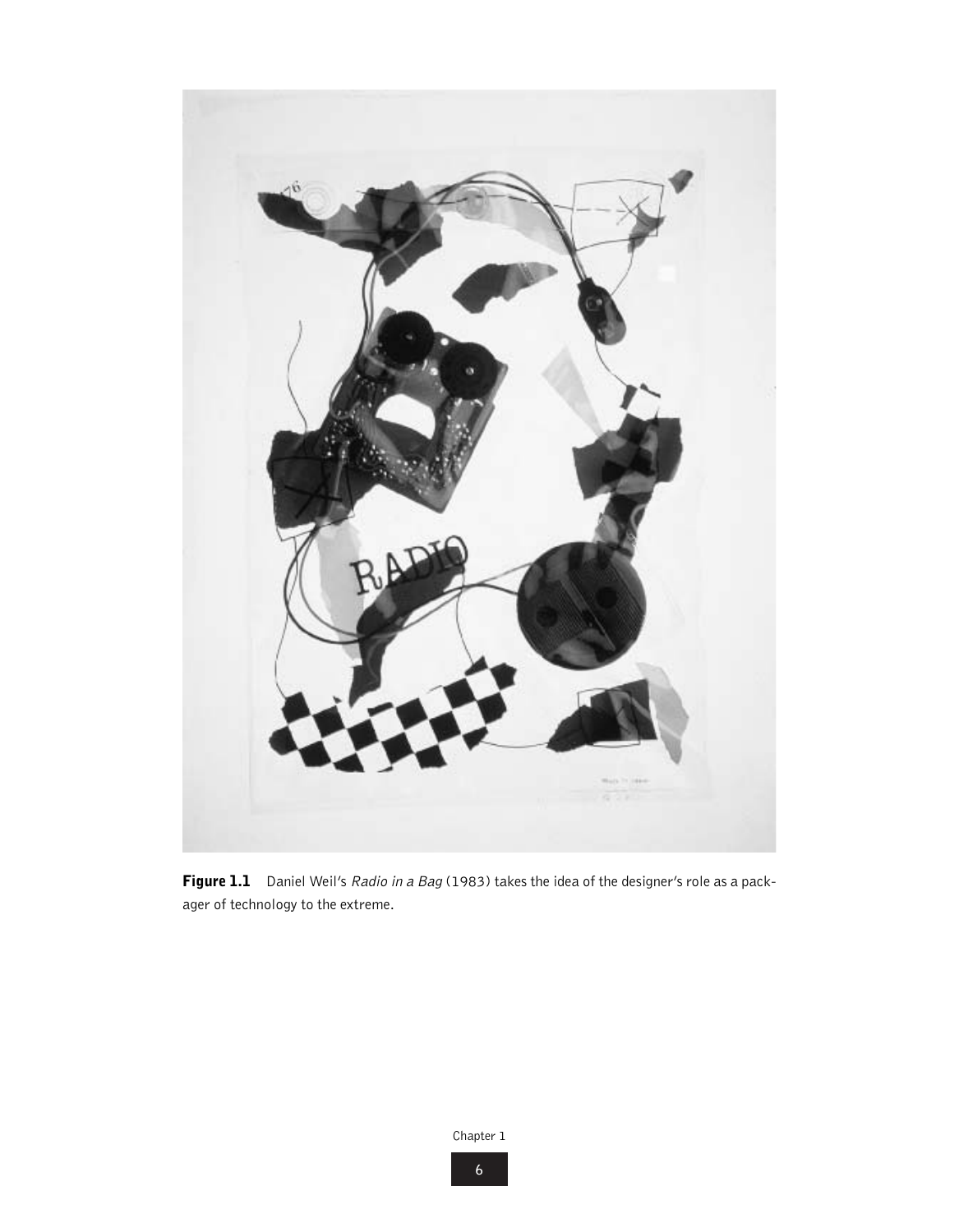**Figure 1.1** Daniel Weil's *Radio in a Bag* (1983) takes the idea of the designer's role as a packager of technology to the extreme.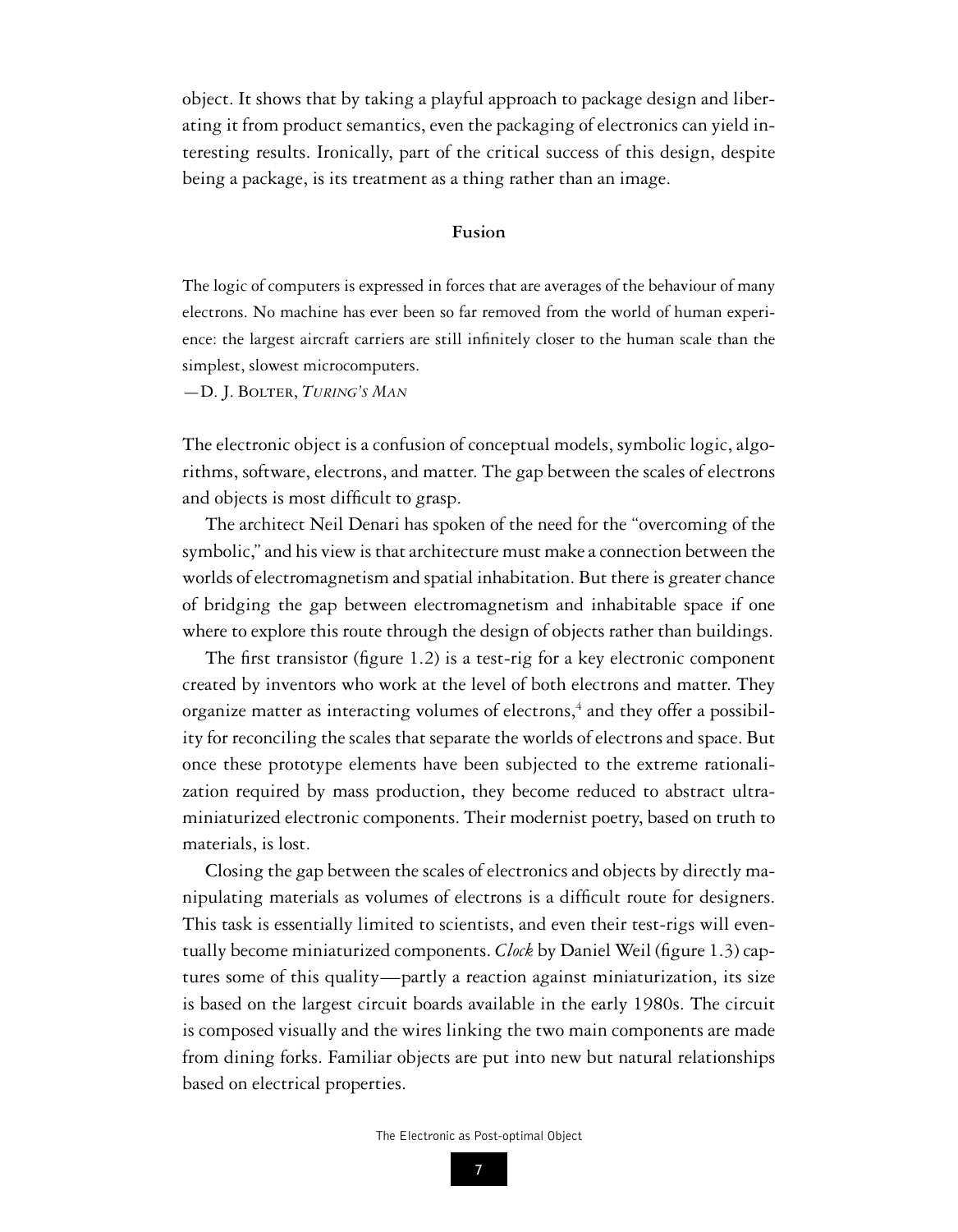object. It shows that by taking a playful approach to package design and liberating it from product semantics, even the packaging of electronics can yield interesting results. Ironically, part of the critical success of this design, despite being a package, is its treatment as a thing rather than an image.

## Fusion

> The logic of computers is expressed in forces that are averages of the behaviour of many electrons. No machine has ever been so far removed from the world of human experience: the largest aircraft carriers are still infinitely closer to the human scale than the simplest, slowest microcomputers.
>
> —D. J. Bolter, *Turing's Man*

The electronic object is a confusion of conceptual models, symbolic logic, algorithms, software, electrons, and matter. The gap between the scales of electrons and objects is most difficult to grasp.

The architect Neil Denari has spoken of the need for the "overcoming of the symbolic," and his view is that architecture must make a connection between the worlds of electromagnetism and spatial inhabitation. But there is greater chance of bridging the gap between electromagnetism and inhabitable space if one where to explore this route through the design of objects rather than buildings.

The first transistor (figure 1.2) is a test-rig for a key electronic component created by inventors who work at the level of both electrons and matter. They organize matter as interacting volumes of electrons,[4] and they offer a possibility for reconciling the scales that separate the worlds of electrons and space. But once these prototype elements have been subjected to the extreme rationalization required by mass production, they become reduced to abstract ultra-miniaturized electronic components. Their modernist poetry, based on truth to materials, is lost.

Closing the gap between the scales of electronics and objects by directly manipulating materials as volumes of electrons is a difficult route for designers. This task is essentially limited to scientists, and even their test-rigs will eventually become miniaturized components. *Clock* by Daniel Weil (figure 1.3) captures some of this quality—partly a reaction against miniaturization, its size is based on the largest circuit boards available in the early 1980s. The circuit is composed visually and the wires linking the two main components are made from dining forks. Familiar objects are put into new but natural relationships based on electrical properties.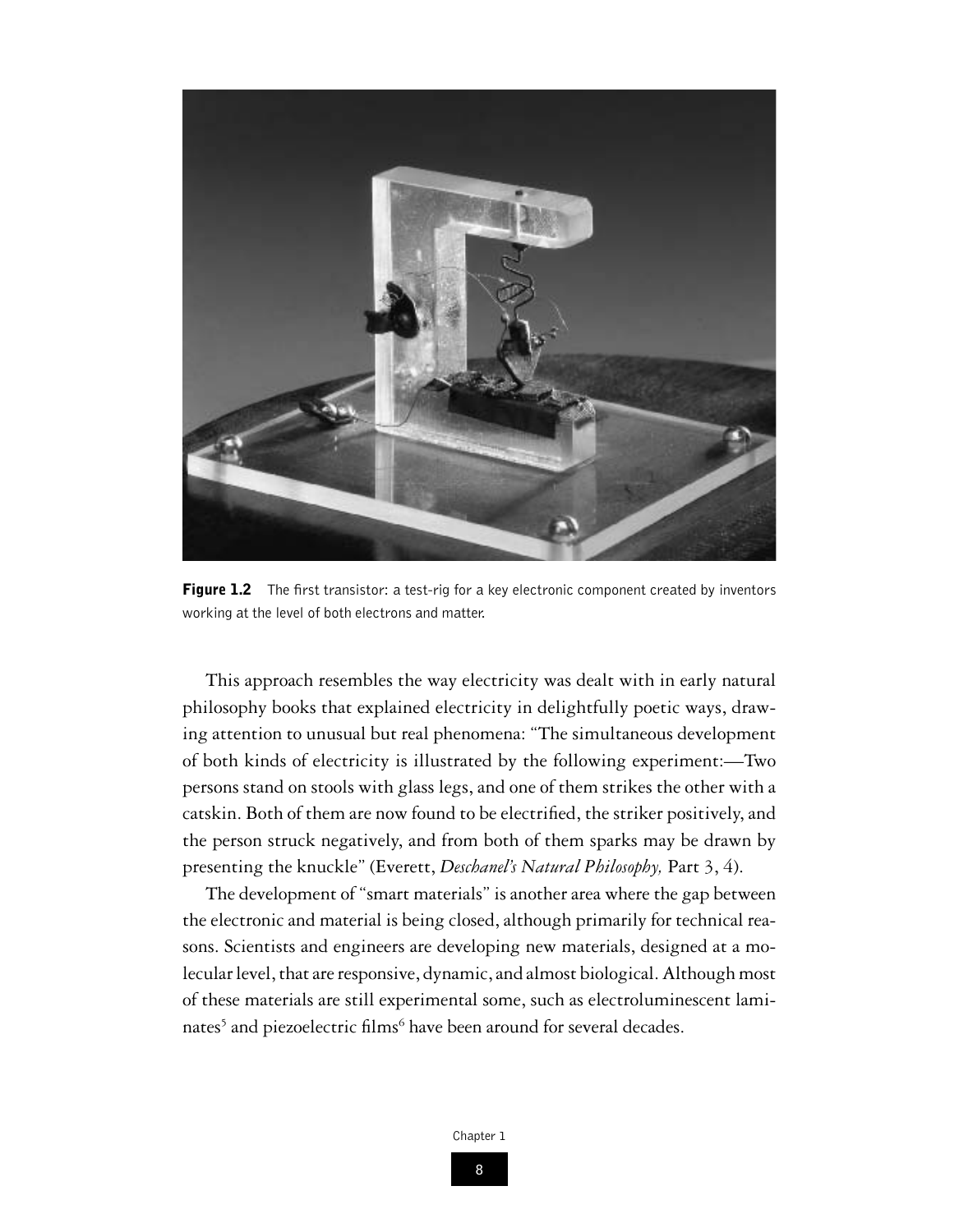**Figure 1.2** The first transistor: a test-rig for a key electronic component created by inventors working at the level of both electrons and matter.

This approach resembles the way electricity was dealt with in early natural philosophy books that explained electricity in delightfully poetic ways, drawing attention to unusual but real phenomena: "The simultaneous development of both kinds of electricity is illustrated by the following experiment:—Two persons stand on stools with glass legs, and one of them strikes the other with a catskin. Both of them are now found to be electrified, the striker positively, and the person struck negatively, and from both of them sparks may be drawn by presenting the knuckle" (Everett, *Deschanel's Natural Philosophy,* Part 3, 4).

The development of "smart materials" is another area where the gap between the electronic and material is being closed, although primarily for technical reasons. Scientists and engineers are developing new materials, designed at a molecular level, that are responsive, dynamic, and almost biological. Although most of these materials are still experimental some, such as electroluminescent laminates[5] and piezoelectric films[6] have been around for several decades.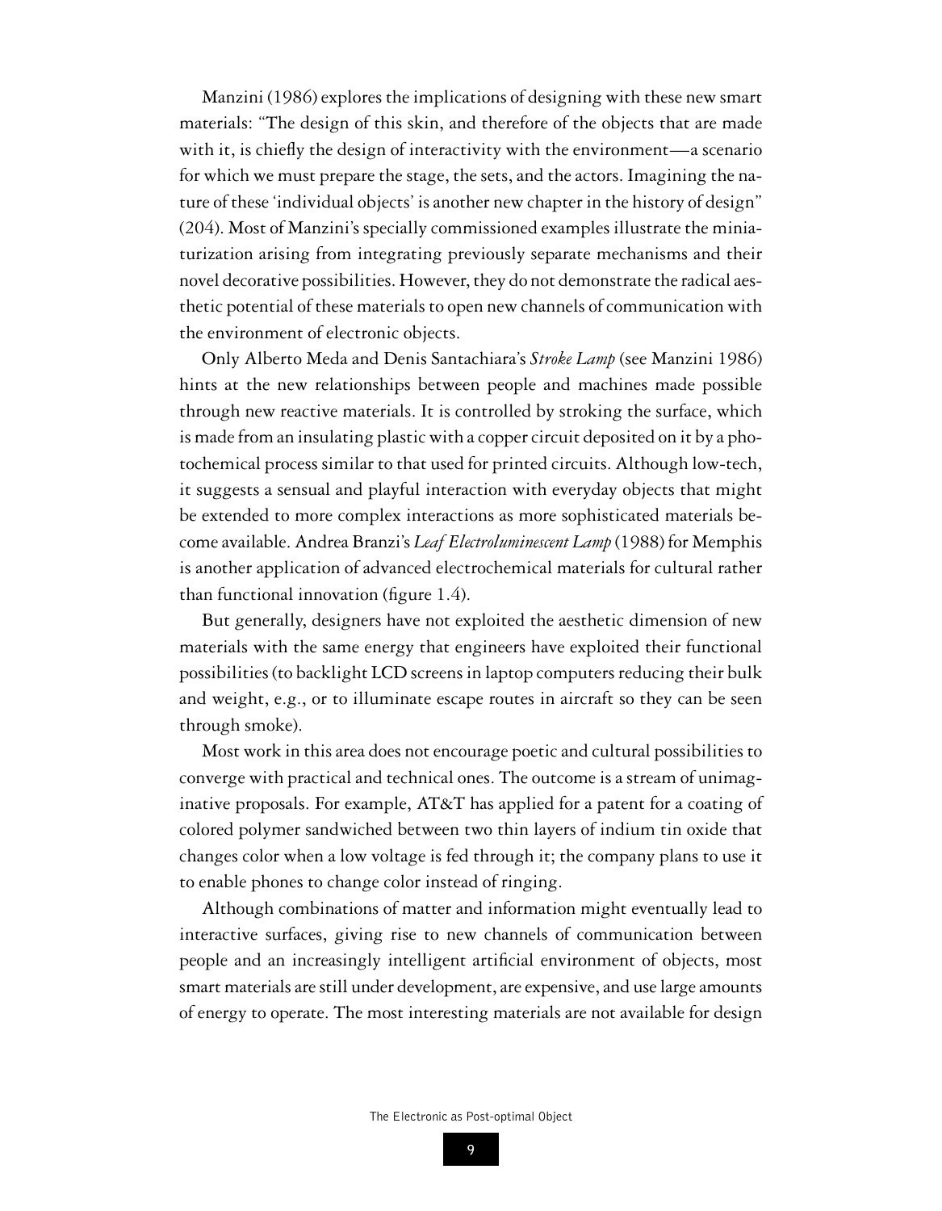Manzini (1986) explores the implications of designing with these new smart materials: "The design of this skin, and therefore of the objects that are made with it, is chiefly the design of interactivity with the environment—a scenario for which we must prepare the stage, the sets, and the actors. Imagining the nature of these 'individual objects' is another new chapter in the history of design" (204). Most of Manzini's specially commissioned examples illustrate the miniaturization arising from integrating previously separate mechanisms and their novel decorative possibilities. However, they do not demonstrate the radical aesthetic potential of these materials to open new channels of communication with the environment of electronic objects.

Only Alberto Meda and Denis Santachiara's *Stroke Lamp* (see Manzini 1986) hints at the new relationships between people and machines made possible through new reactive materials. It is controlled by stroking the surface, which is made from an insulating plastic with a copper circuit deposited on it by a photochemical process similar to that used for printed circuits. Although low-tech, it suggests a sensual and playful interaction with everyday objects that might be extended to more complex interactions as more sophisticated materials become available. Andrea Branzi's *Leaf Electroluminescent Lamp* (1988) for Memphis is another application of advanced electrochemical materials for cultural rather than functional innovation (figure 1.4).

But generally, designers have not exploited the aesthetic dimension of new materials with the same energy that engineers have exploited their functional possibilities (to backlight LCD screens in laptop computers reducing their bulk and weight, e.g., or to illuminate escape routes in aircraft so they can be seen through smoke).

Most work in this area does not encourage poetic and cultural possibilities to converge with practical and technical ones. The outcome is a stream of unimaginative proposals. For example, AT&T has applied for a patent for a coating of colored polymer sandwiched between two thin layers of indium tin oxide that changes color when a low voltage is fed through it; the company plans to use it to enable phones to change color instead of ringing.

Although combinations of matter and information might eventually lead to interactive surfaces, giving rise to new channels of communication between people and an increasingly intelligent artificial environment of objects, most smart materials are still under development, are expensive, and use large amounts of energy to operate. The most interesting materials are not available for design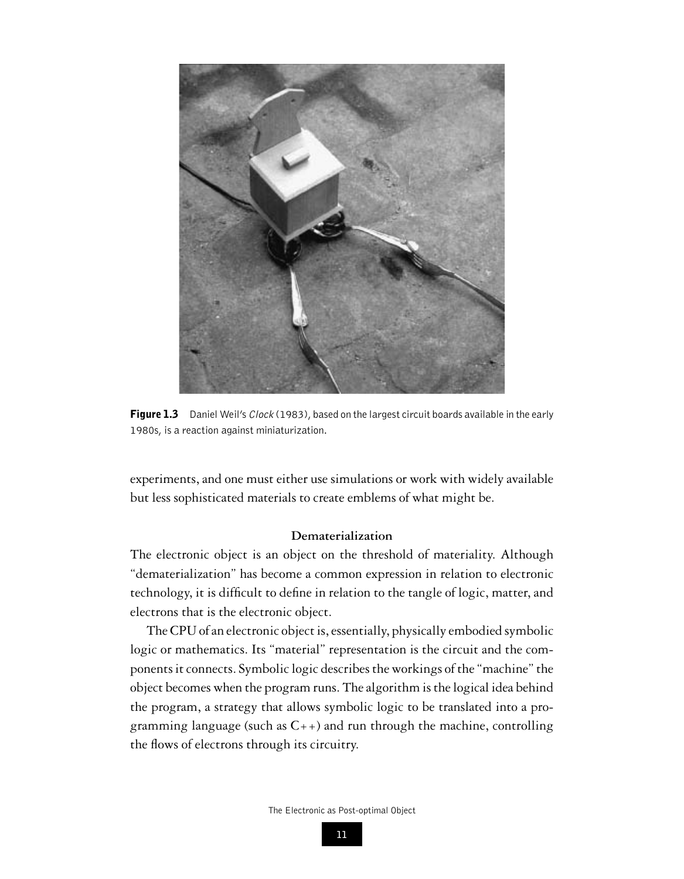**Figure 1.3** Daniel Weil's *Clock* (1983), based on the largest circuit boards available in the early 1980s, is a reaction against miniaturization.

experiments, and one must either use simulations or work with widely available but less sophisticated materials to create emblems of what might be.

### Dematerialization

The electronic object is an object on the threshold of materiality. Although "dematerialization" has become a common expression in relation to electronic technology, it is difficult to define in relation to the tangle of logic, matter, and electrons that is the electronic object.

The CPU of an electronic object is, essentially, physically embodied symbolic logic or mathematics. Its "material" representation is the circuit and the components it connects. Symbolic logic describes the workings of the "machine" the object becomes when the program runs. The algorithm is the logical idea behind the program, a strategy that allows symbolic logic to be translated into a programming language (such as C++) and run through the machine, controlling the flows of electrons through its circuitry.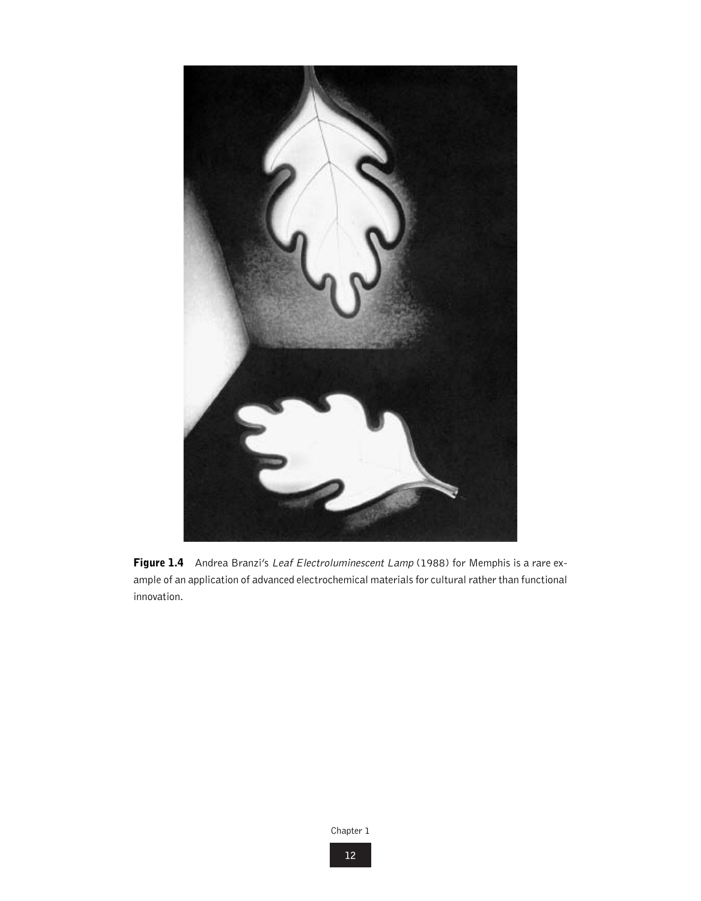**Figure 1.4** Andrea Branzi's *Leaf Electroluminescent Lamp* (1988) for Memphis is a rare example of an application of advanced electrochemical materials for cultural rather than functional innovation.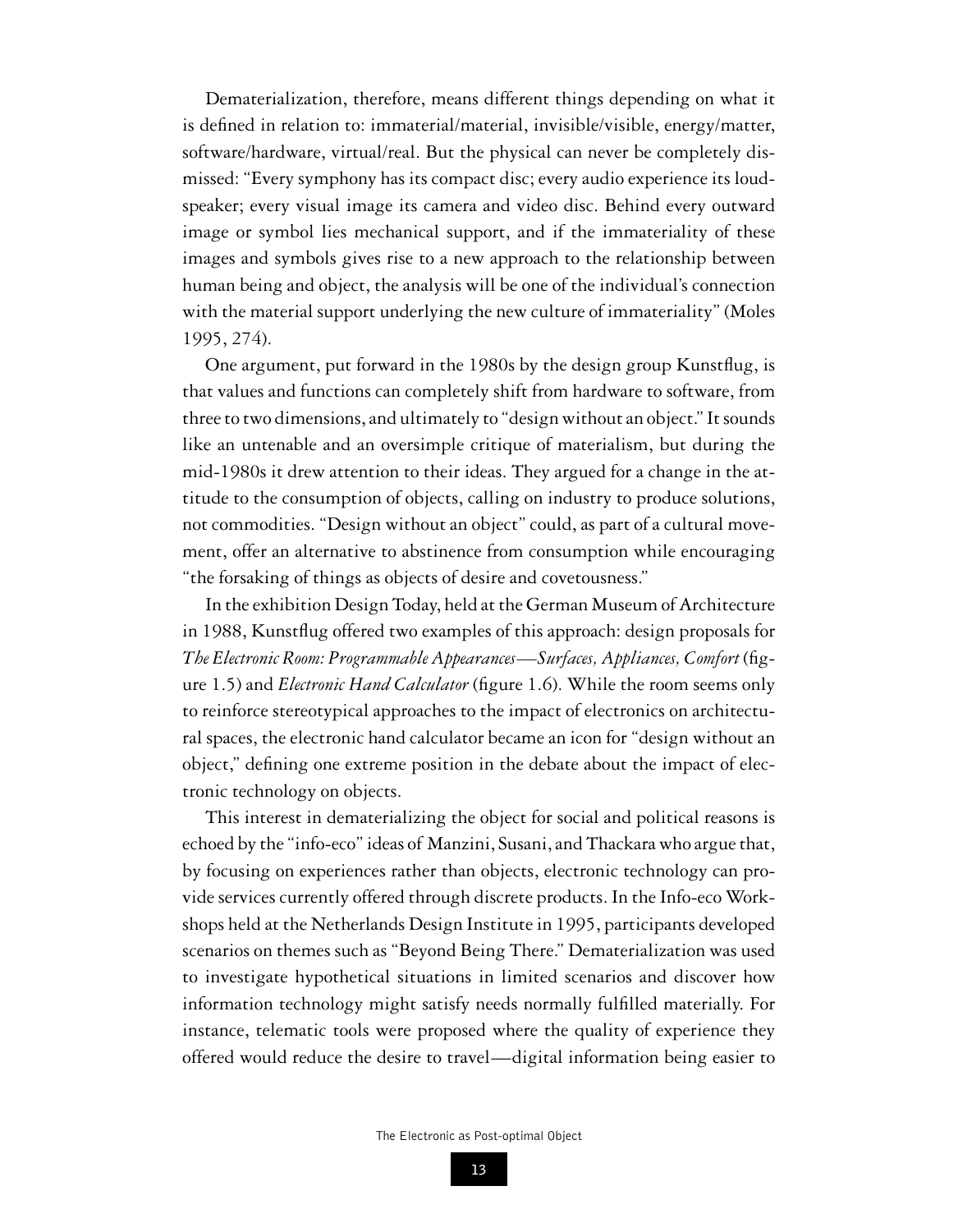Dematerialization, therefore, means different things depending on what it is defined in relation to: immaterial/material, invisible/visible, energy/matter, software/hardware, virtual/real. But the physical can never be completely dismissed: "Every symphony has its compact disc; every audio experience its loudspeaker; every visual image its camera and video disc. Behind every outward image or symbol lies mechanical support, and if the immateriality of these images and symbols gives rise to a new approach to the relationship between human being and object, the analysis will be one of the individual's connection with the material support underlying the new culture of immateriality" (Moles 1995, 274).

One argument, put forward in the 1980s by the design group Kunstflug, is that values and functions can completely shift from hardware to software, from three to two dimensions, and ultimately to "design without an object." It sounds like an untenable and an oversimple critique of materialism, but during the mid-1980s it drew attention to their ideas. They argued for a change in the attitude to the consumption of objects, calling on industry to produce solutions, not commodities. "Design without an object" could, as part of a cultural movement, offer an alternative to abstinence from consumption while encouraging "the forsaking of things as objects of desire and covetousness."

In the exhibition Design Today, held at the German Museum of Architecture in 1988, Kunstflug offered two examples of this approach: design proposals for *The Electronic Room: Programmable Appearances—Surfaces, Appliances, Comfort* (figure 1.5) and *Electronic Hand Calculator* (figure 1.6). While the room seems only to reinforce stereotypical approaches to the impact of electronics on architectural spaces, the electronic hand calculator became an icon for "design without an object," defining one extreme position in the debate about the impact of electronic technology on objects.

This interest in dematerializing the object for social and political reasons is echoed by the "info-eco" ideas of Manzini, Susani, and Thackara who argue that, by focusing on experiences rather than objects, electronic technology can provide services currently offered through discrete products. In the Info-eco Workshops held at the Netherlands Design Institute in 1995, participants developed scenarios on themes such as "Beyond Being There." Dematerialization was used to investigate hypothetical situations in limited scenarios and discover how information technology might satisfy needs normally fulfilled materially. For instance, telematic tools were proposed where the quality of experience they offered would reduce the desire to travel—digital information being easier to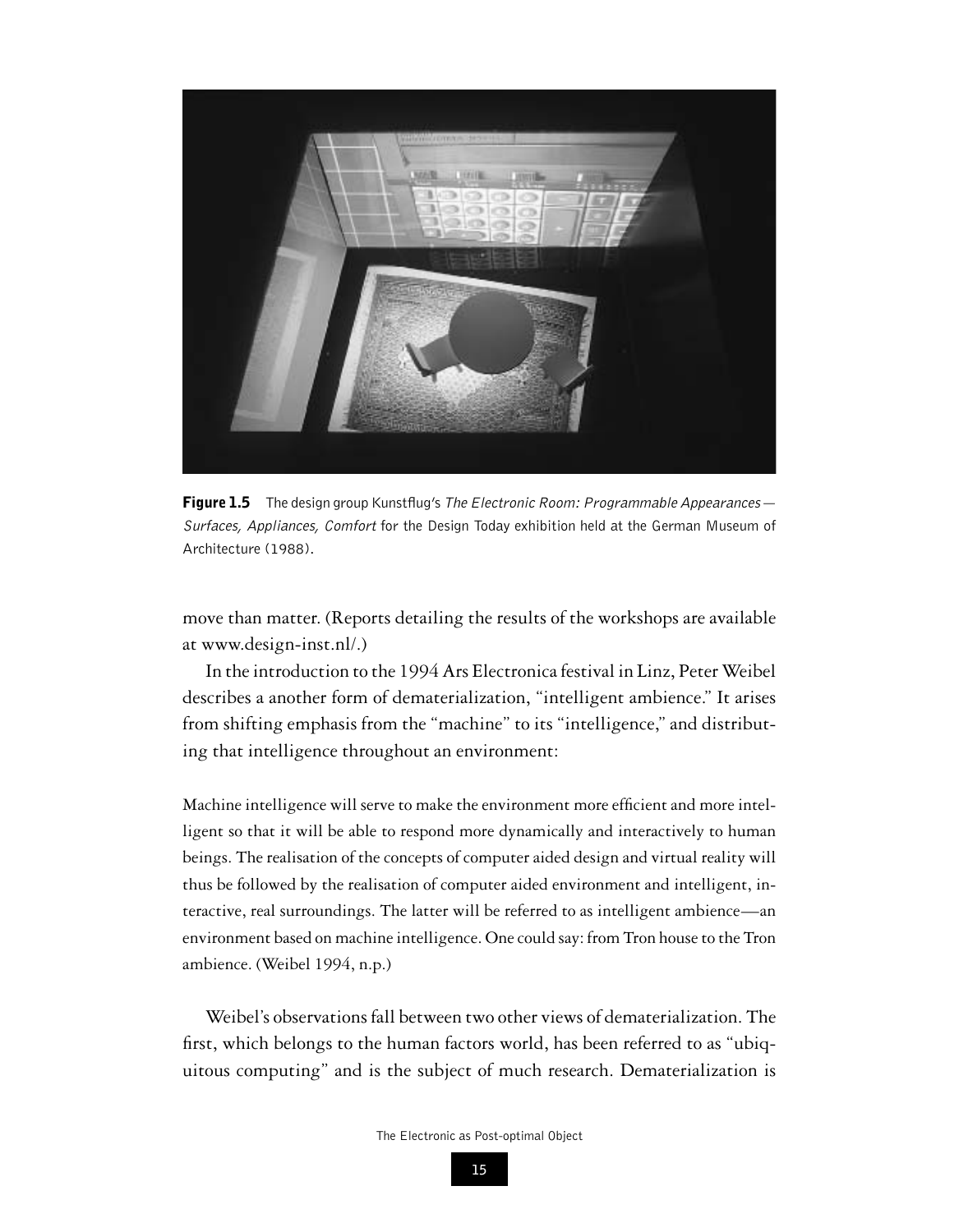**Figure 1.5** The design group Kunstflug's *The Electronic Room: Programmable Appearances—Surfaces, Appliances, Comfort* for the Design Today exhibition held at the German Museum of Architecture (1988).

move than matter. (Reports detailing the results of the workshops are available at www.design-inst.nl/.)

In the introduction to the 1994 Ars Electronica festival in Linz, Peter Weibel describes a another form of dematerialization, "intelligent ambience." It arises from shifting emphasis from the "machine" to its "intelligence," and distributing that intelligence throughout an environment:

> Machine intelligence will serve to make the environment more efficient and more intelligent so that it will be able to respond more dynamically and interactively to human beings. The realisation of the concepts of computer aided design and virtual reality will thus be followed by the realisation of computer aided environment and intelligent, interactive, real surroundings. The latter will be referred to as intelligent ambience—an environment based on machine intelligence. One could say: from Tron house to the Tron ambience. (Weibel 1994, n.p.)

Weibel's observations fall between two other views of dematerialization. The first, which belongs to the human factors world, has been referred to as "ubiquitous computing" and is the subject of much research. Dematerialization is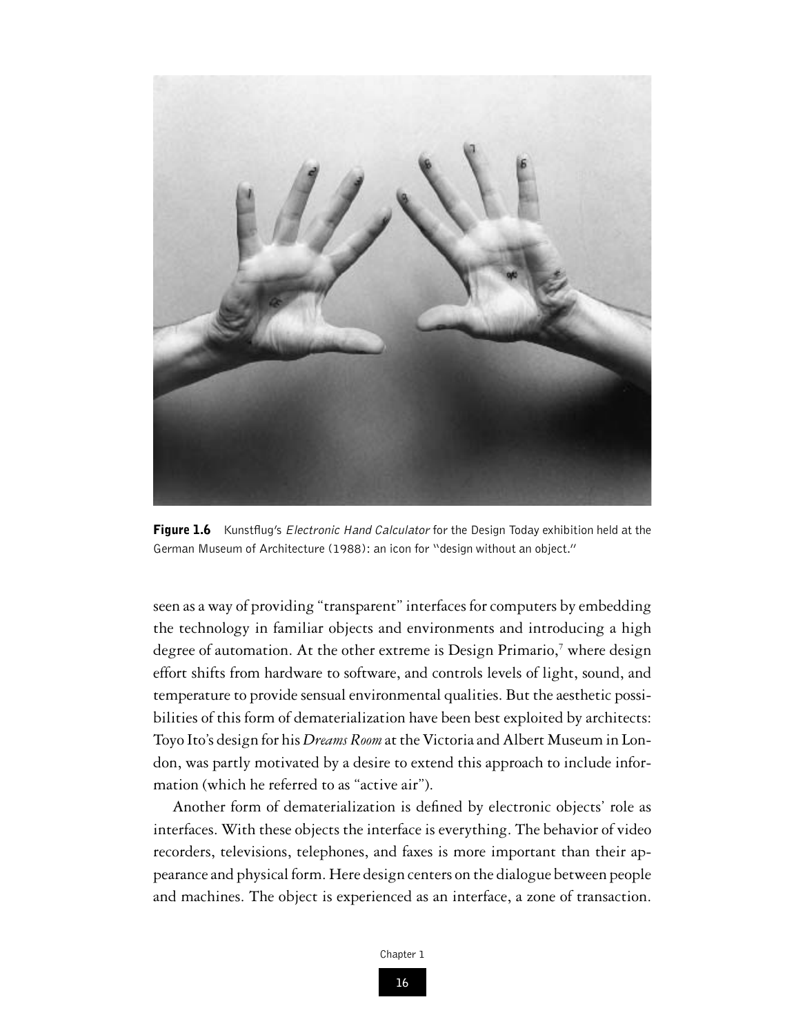**Figure 1.6** Kunstflug's *Electronic Hand Calculator* for the Design Today exhibition held at the German Museum of Architecture (1988): an icon for "design without an object."

seen as a way of providing "transparent" interfaces for computers by embedding the technology in familiar objects and environments and introducing a high degree of automation. At the other extreme is Design Primario,[7] where design effort shifts from hardware to software, and controls levels of light, sound, and temperature to provide sensual environmental qualities. But the aesthetic possibilities of this form of dematerialization have been best exploited by architects: Toyo Ito's design for his *Dreams Room* at the Victoria and Albert Museum in London, was partly motivated by a desire to extend this approach to include information (which he referred to as "active air").

Another form of dematerialization is defined by electronic objects' role as interfaces. With these objects the interface is everything. The behavior of video recorders, televisions, telephones, and faxes is more important than their appearance and physical form. Here design centers on the dialogue between people and machines. The object is experienced as an interface, a zone of transaction.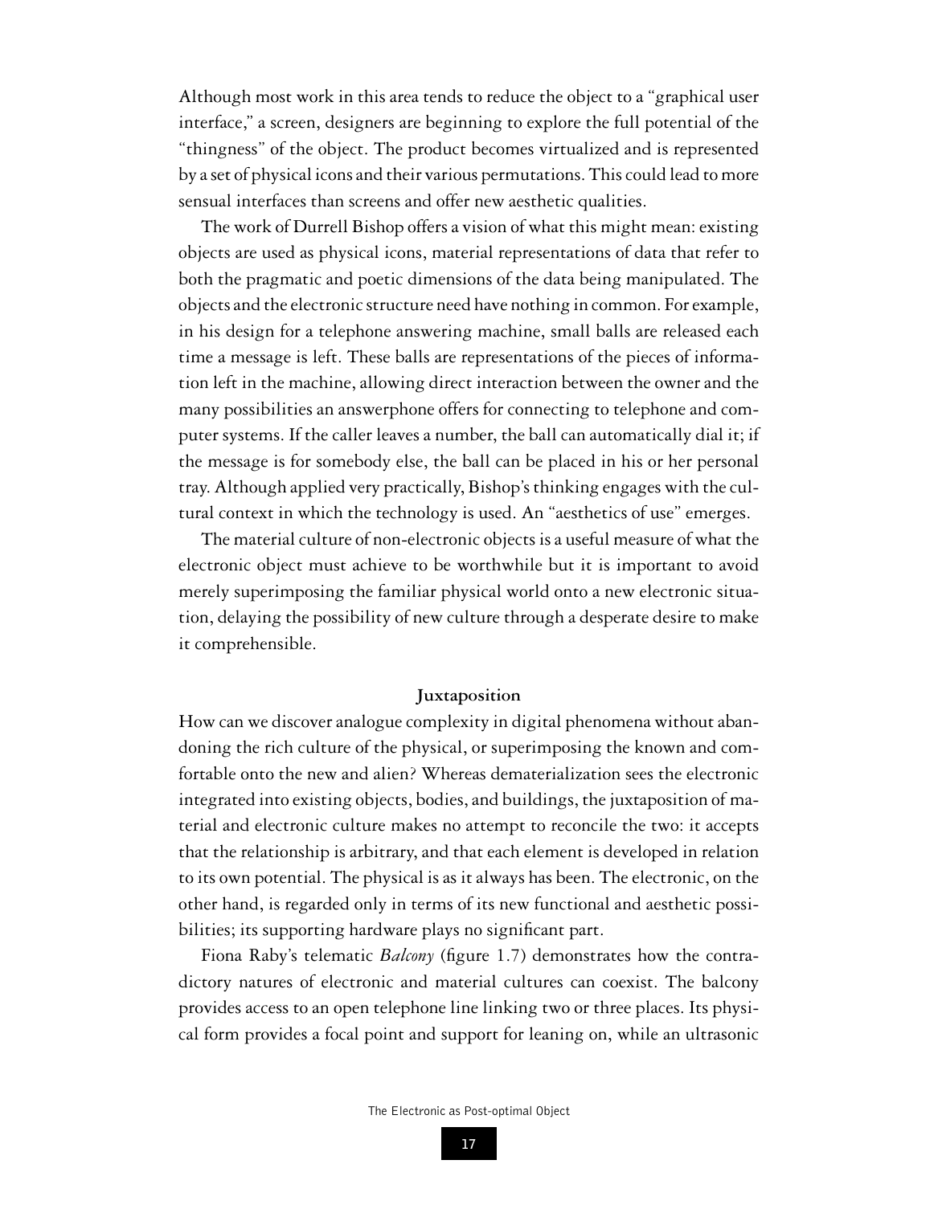Although most work in this area tends to reduce the object to a "graphical user interface," a screen, designers are beginning to explore the full potential of the "thingness" of the object. The product becomes virtualized and is represented by a set of physical icons and their various permutations. This could lead to more sensual interfaces than screens and offer new aesthetic qualities.

The work of Durrell Bishop offers a vision of what this might mean: existing objects are used as physical icons, material representations of data that refer to both the pragmatic and poetic dimensions of the data being manipulated. The objects and the electronic structure need have nothing in common. For example, in his design for a telephone answering machine, small balls are released each time a message is left. These balls are representations of the pieces of information left in the machine, allowing direct interaction between the owner and the many possibilities an answerphone offers for connecting to telephone and computer systems. If the caller leaves a number, the ball can automatically dial it; if the message is for somebody else, the ball can be placed in his or her personal tray. Although applied very practically, Bishop's thinking engages with the cultural context in which the technology is used. An "aesthetics of use" emerges.

The material culture of non-electronic objects is a useful measure of what the electronic object must achieve to be worthwhile but it is important to avoid merely superimposing the familiar physical world onto a new electronic situation, delaying the possibility of new culture through a desperate desire to make it comprehensible.

## Juxtaposition

How can we discover analogue complexity in digital phenomena without abandoning the rich culture of the physical, or superimposing the known and comfortable onto the new and alien? Whereas dematerialization sees the electronic integrated into existing objects, bodies, and buildings, the juxtaposition of material and electronic culture makes no attempt to reconcile the two: it accepts that the relationship is arbitrary, and that each element is developed in relation to its own potential. The physical is as it always has been. The electronic, on the other hand, is regarded only in terms of its new functional and aesthetic possibilities; its supporting hardware plays no significant part.

Fiona Raby's telematic *Balcony* (figure 1.7) demonstrates how the contradictory natures of electronic and material cultures can coexist. The balcony provides access to an open telephone line linking two or three places. Its physical form provides a focal point and support for leaning on, while an ultrasonic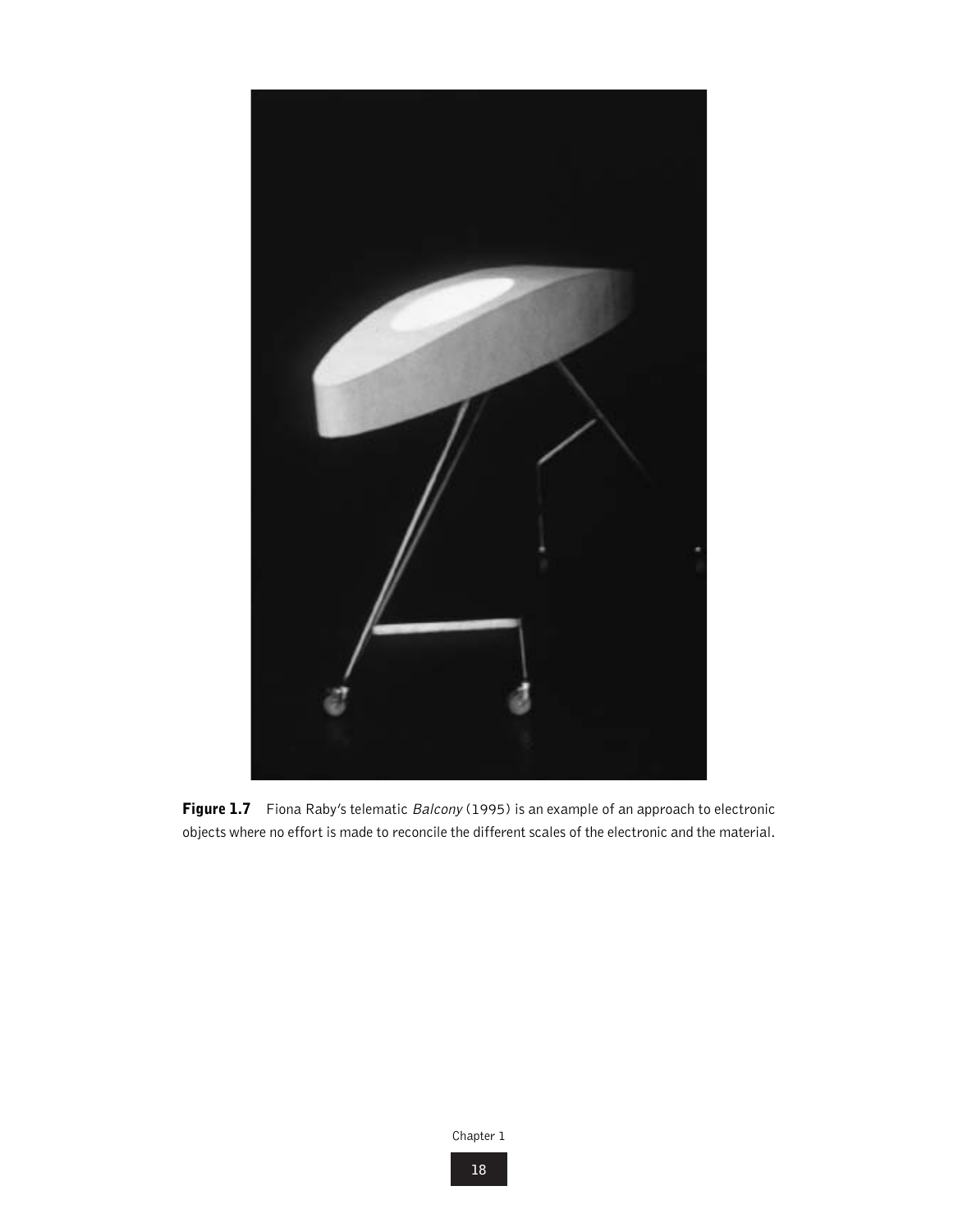**Figure 1.7** Fiona Raby's telematic *Balcony* (1995) is an example of an approach to electronic objects where no effort is made to reconcile the different scales of the electronic and the material.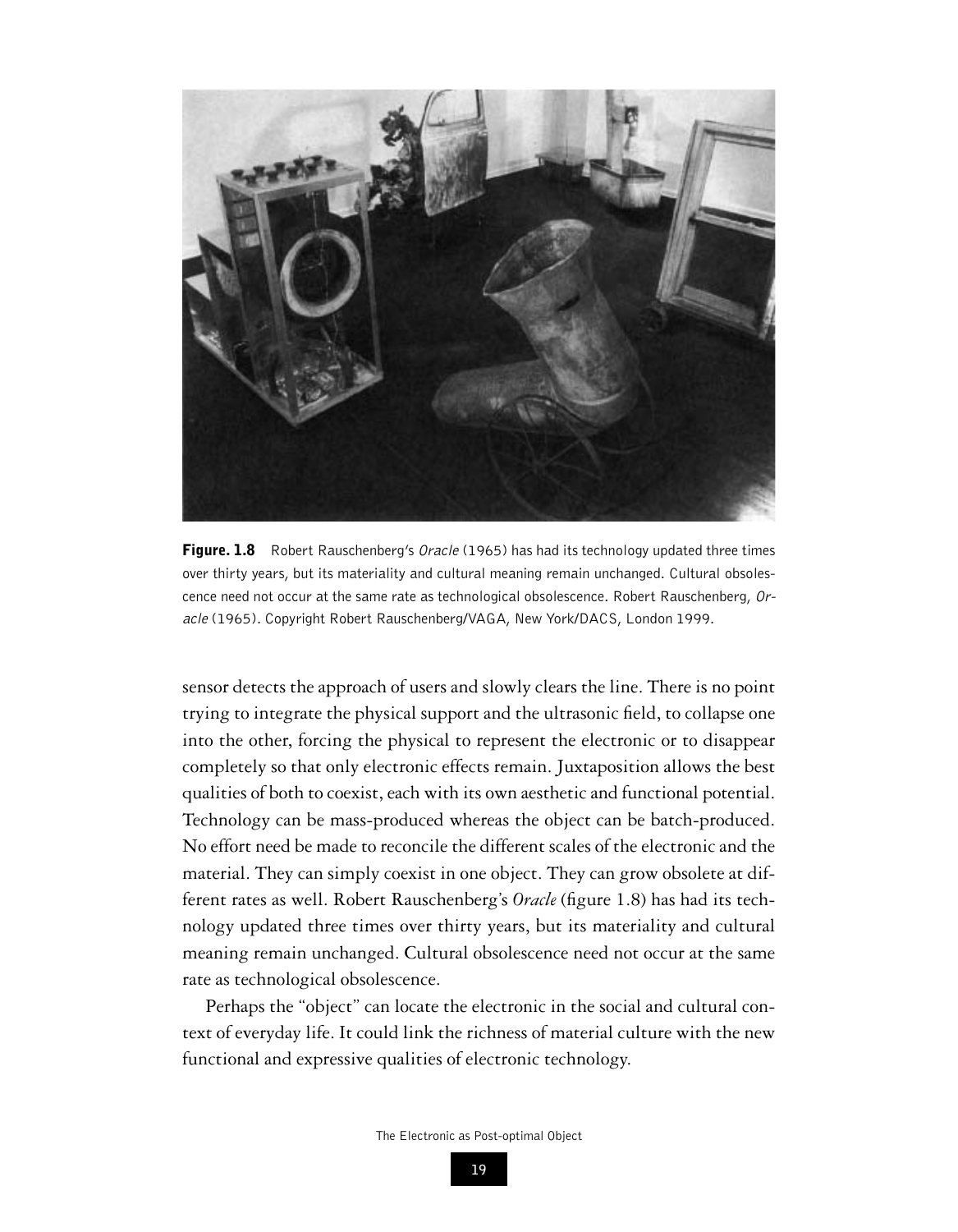**Figure. 1.8** Robert Rauschenberg's *Oracle* (1965) has had its technology updated three times over thirty years, but its materiality and cultural meaning remain unchanged. Cultural obsolescence need not occur at the same rate as technological obsolescence. Robert Rauschenberg, *Oracle* (1965). Copyright Robert Rauschenberg/VAGA, New York/DACS, London 1999.

sensor detects the approach of users and slowly clears the line. There is no point trying to integrate the physical support and the ultrasonic field, to collapse one into the other, forcing the physical to represent the electronic or to disappear completely so that only electronic effects remain. Juxtaposition allows the best qualities of both to coexist, each with its own aesthetic and functional potential. Technology can be mass-produced whereas the object can be batch-produced. No effort need be made to reconcile the different scales of the electronic and the material. They can simply coexist in one object. They can grow obsolete at different rates as well. Robert Rauschenberg's *Oracle* (figure 1.8) has had its technology updated three times over thirty years, but its materiality and cultural meaning remain unchanged. Cultural obsolescence need not occur at the same rate as technological obsolescence.

Perhaps the "object" can locate the electronic in the social and cultural context of everyday life. It could link the richness of material culture with the new functional and expressive qualities of electronic technology.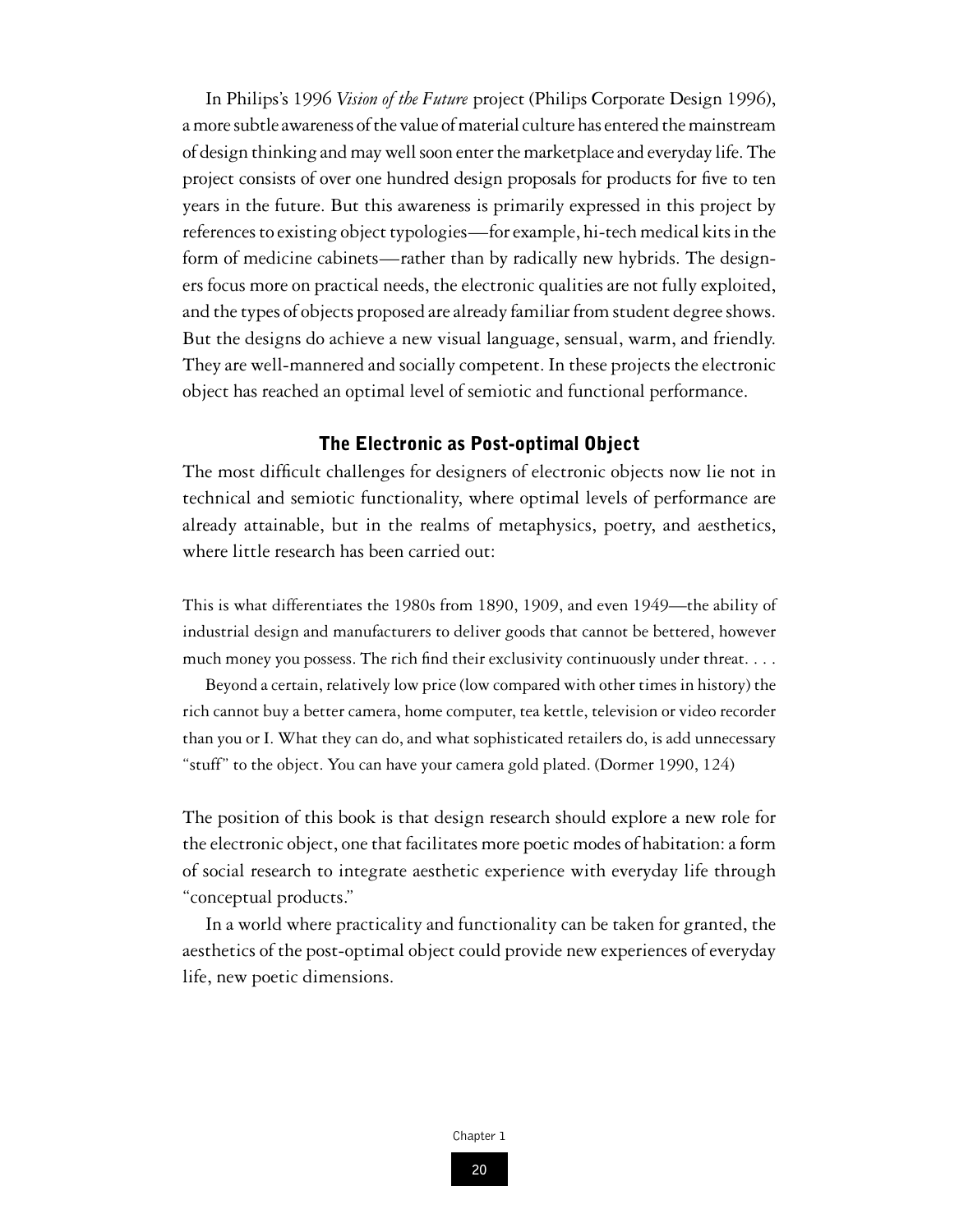In Philips's 1996 *Vision of the Future* project (Philips Corporate Design 1996), a more subtle awareness of the value of material culture has entered the mainstream of design thinking and may well soon enter the marketplace and everyday life. The project consists of over one hundred design proposals for products for five to ten years in the future. But this awareness is primarily expressed in this project by references to existing object typologies—for example, hi-tech medical kits in the form of medicine cabinets—rather than by radically new hybrids. The designers focus more on practical needs, the electronic qualities are not fully exploited, and the types of objects proposed are already familiar from student degree shows. But the designs do achieve a new visual language, sensual, warm, and friendly. They are well-mannered and socially competent. In these projects the electronic object has reached an optimal level of semiotic and functional performance.

## The Electronic as Post-optimal Object

The most difficult challenges for designers of electronic objects now lie not in technical and semiotic functionality, where optimal levels of performance are already attainable, but in the realms of metaphysics, poetry, and aesthetics, where little research has been carried out:

> This is what differentiates the 1980s from 1890, 1909, and even 1949—the ability of industrial design and manufacturers to deliver goods that cannot be bettered, however much money you possess. The rich find their exclusivity continuously under threat. . . .
>
> Beyond a certain, relatively low price (low compared with other times in history) the rich cannot buy a better camera, home computer, tea kettle, television or video recorder than you or I. What they can do, and what sophisticated retailers do, is add unnecessary "stuff" to the object. You can have your camera gold plated. (Dormer 1990, 124)

The position of this book is that design research should explore a new role for the electronic object, one that facilitates more poetic modes of habitation: a form of social research to integrate aesthetic experience with everyday life through "conceptual products."

In a world where practicality and functionality can be taken for granted, the aesthetics of the post-optimal object could provide new experiences of everyday life, new poetic dimensions.